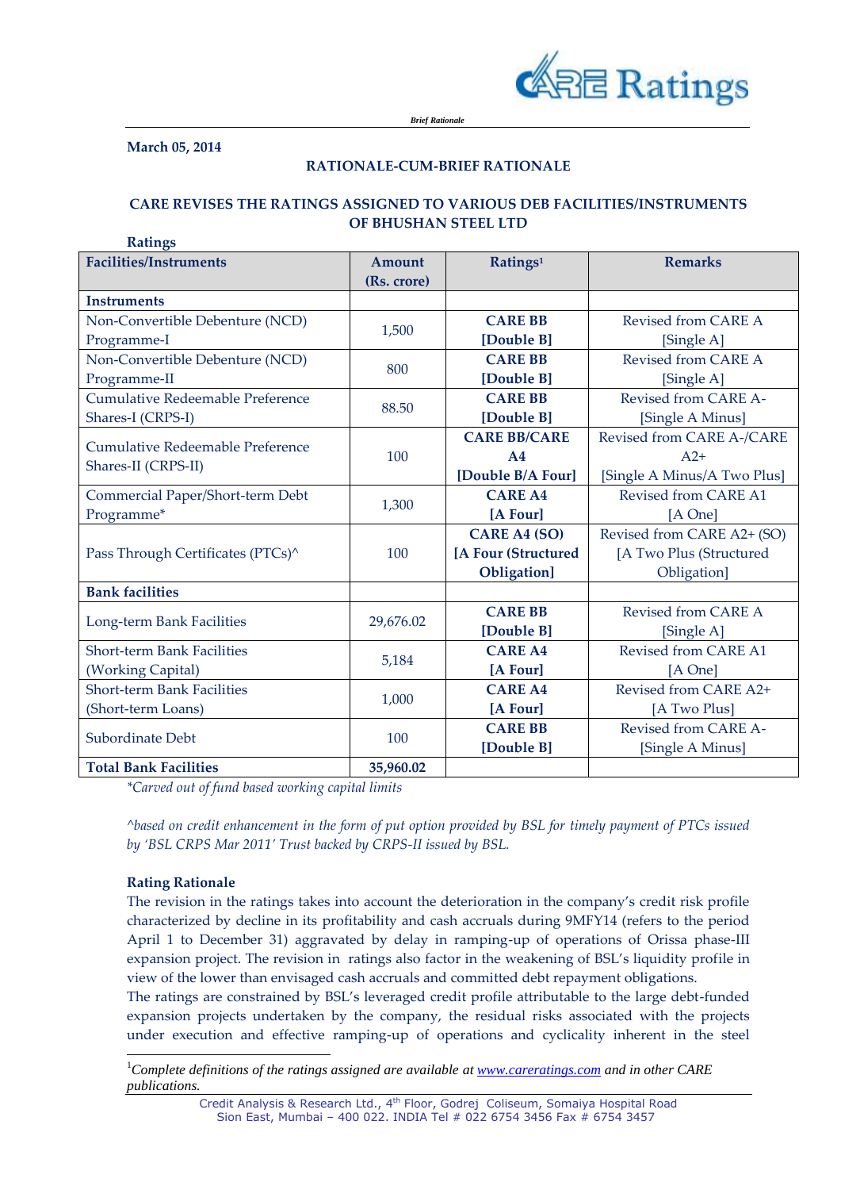*Brief Rationale*

**March 05, 2014**

**RATIONALE-CUM-BRIEF RATIONALE**

**CARE REVISES THE RATINGS ASSIGNED TO VARIOUS DEB FACILITIES/INSTRUMENTS OF BHUSHAN STEEL LTD**

**Ratings**

| Facilities/Instruments | Amount (Rs. crore) | Ratings[1] | Remarks |
|---|---|---|---|
| **Instruments** | | | |
| Non-Convertible Debenture (NCD) Programme-I | 1,500 | **CARE BB [Double B]** | Revised from CARE A [Single A] |
| Non-Convertible Debenture (NCD) Programme-II | 800 | **CARE BB [Double B]** | Revised from CARE A [Single A] |
| Cumulative Redeemable Preference Shares-I (CRPS-I) | 88.50 | **CARE BB [Double B]** | Revised from CARE A- [Single A Minus] |
| Cumulative Redeemable Preference Shares-II (CRPS-II) | 100 | **CARE BB/CARE A4 [Double B/A Four]** | Revised from CARE A-/CARE A2+ [Single A Minus/A Two Plus] |
| Commercial Paper/Short-term Debt Programme* | 1,300 | **CARE A4 [A Four]** | Revised from CARE A1 [A One] |
| Pass Through Certificates (PTCs)^ | 100 | **CARE A4 (SO) [A Four (Structured Obligation]** | Revised from CARE A2+ (SO) [A Two Plus (Structured Obligation] |
| **Bank facilities** | | | |
| Long-term Bank Facilities | 29,676.02 | **CARE BB [Double B]** | Revised from CARE A [Single A] |
| Short-term Bank Facilities (Working Capital) | 5,184 | **CARE A4 [A Four]** | Revised from CARE A1 [A One] |
| Short-term Bank Facilities (Short-term Loans) | 1,000 | **CARE A4 [A Four]** | Revised from CARE A2+ [A Two Plus] |
| Subordinate Debt | 100 | **CARE BB [Double B]** | Revised from CARE A- [Single A Minus] |
| **Total Bank Facilities** | **35,960.02** | | |

*\*Carved out of fund based working capital limits*

*^based on credit enhancement in the form of put option provided by BSL for timely payment of PTCs issued by 'BSL CRPS Mar 2011' Trust backed by CRPS-II issued by BSL.*

**Rating Rationale**

The revision in the ratings takes into account the deterioration in the company's credit risk profile characterized by decline in its profitability and cash accruals during 9MFY14 (refers to the period April 1 to December 31) aggravated by delay in ramping-up of operations of Orissa phase-III expansion project. The revision in ratings also factor in the weakening of BSL's liquidity profile in view of the lower than envisaged cash accruals and committed debt repayment obligations.

The ratings are constrained by BSL's leveraged credit profile attributable to the large debt-funded expansion projects undertaken by the company, the residual risks associated with the projects under execution and effective ramping-up of operations and cyclicality inherent in the steel

[1] *Complete definitions of the ratings assigned are available at www.careratings.com and in other CARE publications.*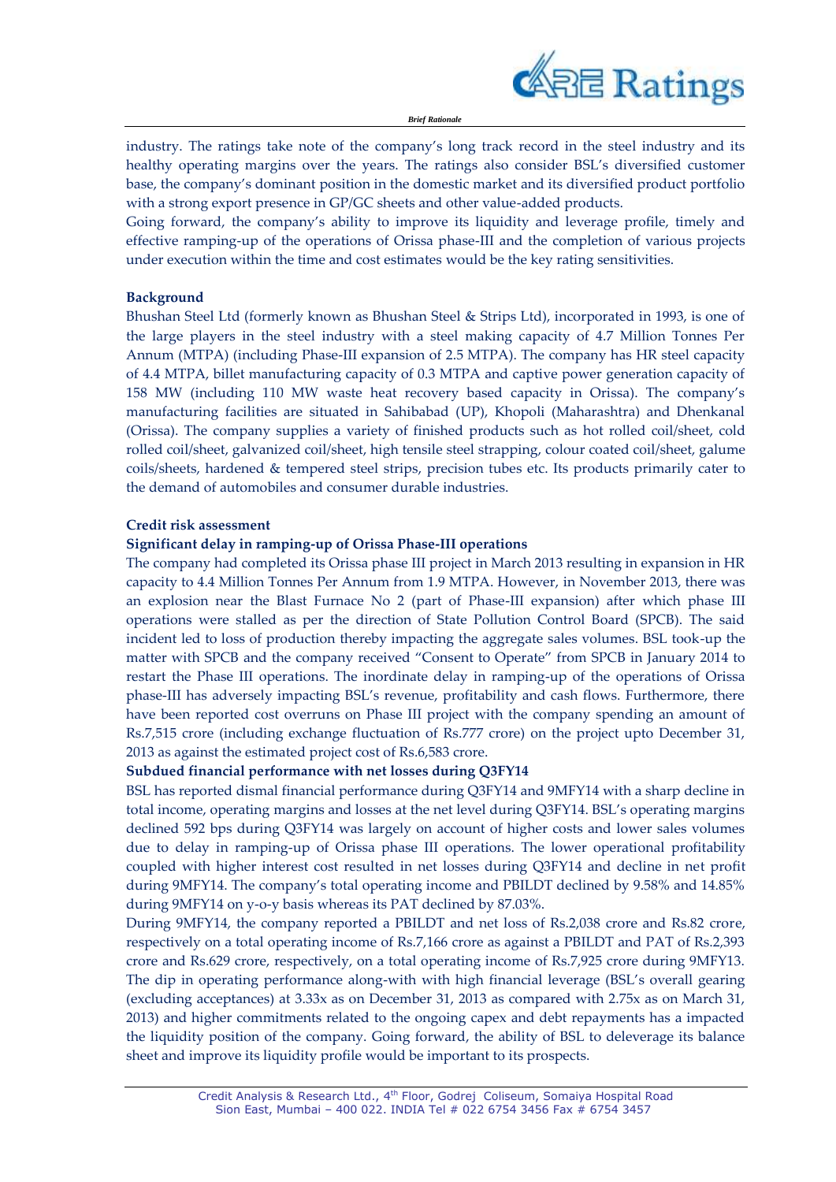industry. The ratings take note of the company's long track record in the steel industry and its healthy operating margins over the years. The ratings also consider BSL's diversified customer base, the company's dominant position in the domestic market and its diversified product portfolio with a strong export presence in GP/GC sheets and other value-added products.

Going forward, the company's ability to improve its liquidity and leverage profile, timely and effective ramping-up of the operations of Orissa phase-III and the completion of various projects under execution within the time and cost estimates would be the key rating sensitivities.

**Background**

Bhushan Steel Ltd (formerly known as Bhushan Steel & Strips Ltd), incorporated in 1993, is one of the large players in the steel industry with a steel making capacity of 4.7 Million Tonnes Per Annum (MTPA) (including Phase-III expansion of 2.5 MTPA). The company has HR steel capacity of 4.4 MTPA, billet manufacturing capacity of 0.3 MTPA and captive power generation capacity of 158 MW (including 110 MW waste heat recovery based capacity in Orissa). The company's manufacturing facilities are situated in Sahibabad (UP), Khopoli (Maharashtra) and Dhenkanal (Orissa). The company supplies a variety of finished products such as hot rolled coil/sheet, cold rolled coil/sheet, galvanized coil/sheet, high tensile steel strapping, colour coated coil/sheet, galume coils/sheets, hardened & tempered steel strips, precision tubes etc. Its products primarily cater to the demand of automobiles and consumer durable industries.

**Credit risk assessment**

**Significant delay in ramping-up of Orissa Phase-III operations**

The company had completed its Orissa phase III project in March 2013 resulting in expansion in HR capacity to 4.4 Million Tonnes Per Annum from 1.9 MTPA. However, in November 2013, there was an explosion near the Blast Furnace No 2 (part of Phase-III expansion) after which phase III operations were stalled as per the direction of State Pollution Control Board (SPCB). The said incident led to loss of production thereby impacting the aggregate sales volumes. BSL took-up the matter with SPCB and the company received "Consent to Operate" from SPCB in January 2014 to restart the Phase III operations. The inordinate delay in ramping-up of the operations of Orissa phase-III has adversely impacting BSL's revenue, profitability and cash flows. Furthermore, there have been reported cost overruns on Phase III project with the company spending an amount of Rs.7,515 crore (including exchange fluctuation of Rs.777 crore) on the project upto December 31, 2013 as against the estimated project cost of Rs.6,583 crore.

**Subdued financial performance with net losses during Q3FY14**

BSL has reported dismal financial performance during Q3FY14 and 9MFY14 with a sharp decline in total income, operating margins and losses at the net level during Q3FY14. BSL's operating margins declined 592 bps during Q3FY14 was largely on account of higher costs and lower sales volumes due to delay in ramping-up of Orissa phase III operations. The lower operational profitability coupled with higher interest cost resulted in net losses during Q3FY14 and decline in net profit during 9MFY14. The company's total operating income and PBILDT declined by 9.58% and 14.85% during 9MFY14 on y-o-y basis whereas its PAT declined by 87.03%.

During 9MFY14, the company reported a PBILDT and net loss of Rs.2,038 crore and Rs.82 crore, respectively on a total operating income of Rs.7,166 crore as against a PBILDT and PAT of Rs.2,393 crore and Rs.629 crore, respectively, on a total operating income of Rs.7,925 crore during 9MFY13. The dip in operating performance along-with with high financial leverage (BSL's overall gearing (excluding acceptances) at 3.33x as on December 31, 2013 as compared with 2.75x as on March 31, 2013) and higher commitments related to the ongoing capex and debt repayments has a impacted the liquidity position of the company. Going forward, the ability of BSL to deleverage its balance sheet and improve its liquidity profile would be important to its prospects.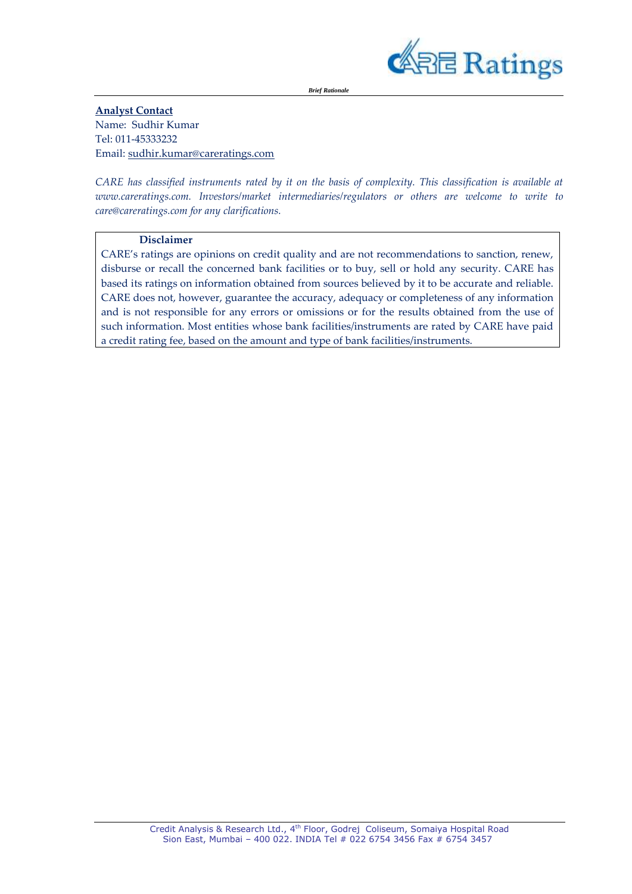**Analyst Contact**
Name: Sudhir Kumar
Tel: 011-45333232
Email: sudhir.kumar@careratings.com

*CARE has classified instruments rated by it on the basis of complexity. This classification is available at www.careratings.com. Investors/market intermediaries/regulators or others are welcome to write to care@careratings.com for any clarifications.*

**Disclaimer**

CARE's ratings are opinions on credit quality and are not recommendations to sanction, renew, disburse or recall the concerned bank facilities or to buy, sell or hold any security. CARE has based its ratings on information obtained from sources believed by it to be accurate and reliable. CARE does not, however, guarantee the accuracy, adequacy or completeness of any information and is not responsible for any errors or omissions or for the results obtained from the use of such information. Most entities whose bank facilities/instruments are rated by CARE have paid a credit rating fee, based on the amount and type of bank facilities/instruments.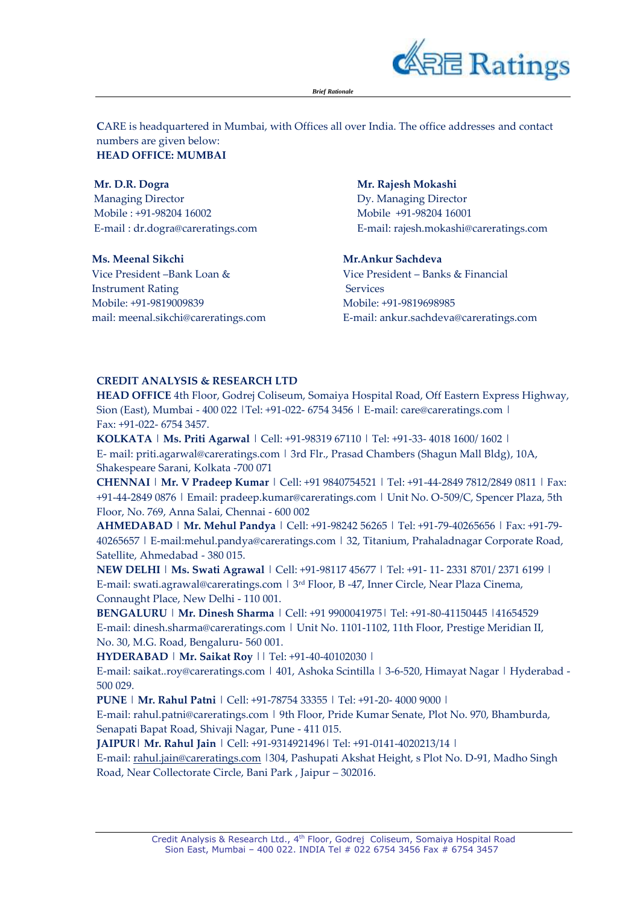CARE is headquartered in Mumbai, with Offices all over India. The office addresses and contact numbers are given below:

**HEAD OFFICE: MUMBAI**

**Mr. D.R. Dogra**
Managing Director
Mobile : +91-98204 16002
E-mail : dr.dogra@careratings.com

**Mr. Rajesh Mokashi**
Dy. Managing Director
Mobile +91-98204 16001
E-mail: rajesh.mokashi@careratings.com

**Ms. Meenal Sikchi**
Vice President –Bank Loan & Instrument Rating
Mobile: +91-9819009839
mail: meenal.sikchi@careratings.com

**Mr.Ankur Sachdeva**
Vice President – Banks & Financial Services
Mobile: +91-9819698985
E-mail: ankur.sachdeva@careratings.com

**CREDIT ANALYSIS & RESEARCH LTD**

**HEAD OFFICE** 4th Floor, Godrej Coliseum, Somaiya Hospital Road, Off Eastern Express Highway, Sion (East), Mumbai - 400 022 |Tel: +91-022- 6754 3456 | E-mail: care@careratings.com | Fax: +91-022- 6754 3457.

**KOLKATA** | **Ms. Priti Agarwal** | Cell: +91-98319 67110 | Tel: +91-33- 4018 1600/ 1602 | E- mail: priti.agarwal@careratings.com | 3rd Flr., Prasad Chambers (Shagun Mall Bldg), 10A, Shakespeare Sarani, Kolkata -700 071

**CHENNAI** | **Mr. V Pradeep Kumar** | Cell: +91 9840754521 | Tel: +91-44-2849 7812/2849 0811 | Fax: +91-44-2849 0876 | Email: pradeep.kumar@careratings.com | Unit No. O-509/C, Spencer Plaza, 5th Floor, No. 769, Anna Salai, Chennai - 600 002

**AHMEDABAD** | **Mr. Mehul Pandya** | Cell: +91-98242 56265 | Tel: +91-79-40265656 | Fax: +91-79-40265657 | E-mail:mehul.pandya@careratings.com | 32, Titanium, Prahaladnagar Corporate Road, Satellite, Ahmedabad - 380 015.

**NEW DELHI** | **Ms. Swati Agrawal** | Cell: +91-98117 45677 | Tel: +91- 11- 2331 8701/ 2371 6199 | E-mail: swati.agrawal@careratings.com | 3rd Floor, B -47, Inner Circle, Near Plaza Cinema, Connaught Place, New Delhi - 110 001.

**BENGALURU** | **Mr. Dinesh Sharma** | Cell: +91 9900041975| Tel: +91-80-41150445 |41654529 E-mail: dinesh.sharma@careratings.com | Unit No. 1101-1102, 11th Floor, Prestige Meridian II, No. 30, M.G. Road, Bengaluru- 560 001.

**HYDERABAD** | **Mr. Saikat Roy** || Tel: +91-40-40102030 | E-mail: saikat..roy@careratings.com | 401, Ashoka Scintilla | 3-6-520, Himayat Nagar | Hyderabad - 500 029.

**PUNE** | **Mr. Rahul Patni** | Cell: +91-78754 33355 | Tel: +91-20- 4000 9000 | E-mail: rahul.patni@careratings.com | 9th Floor, Pride Kumar Senate, Plot No. 970, Bhamburda, Senapati Bapat Road, Shivaji Nagar, Pune - 411 015.

**JAIPUR**| **Mr. Rahul Jain** | Cell: +91-9314921496| Tel: +91-0141-4020213/14 | E-mail: rahul.jain@careratings.com |304, Pashupati Akshat Height, s Plot No. D-91, Madho Singh Road, Near Collectorate Circle, Bani Park , Jaipur – 302016.